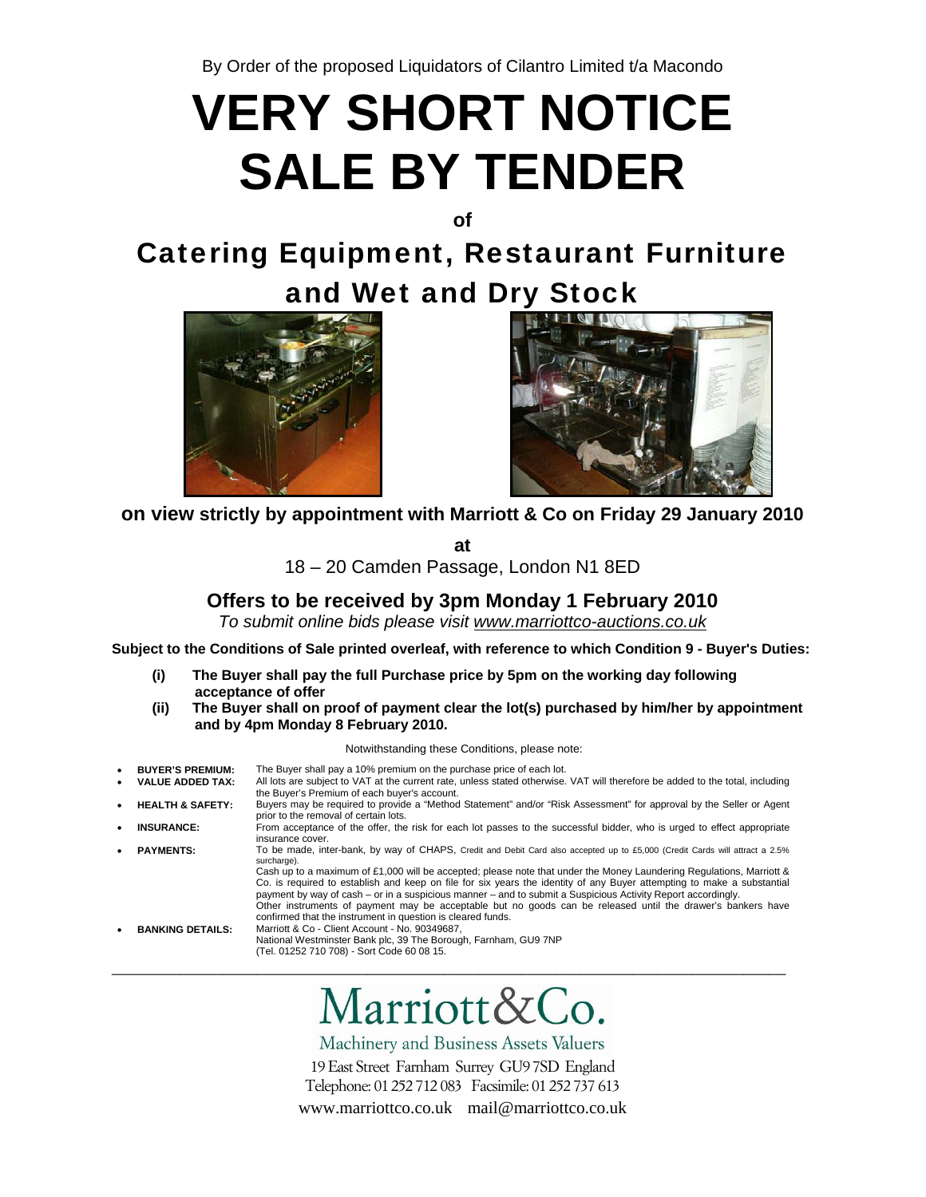By Order of the proposed Liquidators of Cilantro Limited t/a Macondo

# VERY SHORT NOTICE SALE BY TENDER

**of**

## Catering Equipment, Restaurant Furniture and Wet and Dry Stock

**on view strictly by appointment with Marriott & Co on Friday 29 January 2010**

**at**

18 – 20 Camden Passage, London N1 8ED

### Offers to be received by 3pm Monday 1 February 2010

*To submit online bids please visit www.marriottco-auctions.co.uk*

**Subject to the Conditions of Sale printed overleaf, with reference to which Condition 9 - Buyer's Duties:**

**(i) The Buyer shall pay the full Purchase price by 5pm on the working day following acceptance of offer**

**(ii) The Buyer shall on proof of payment clear the lot(s) purchased by him/her by appointment and by 4pm Monday 8 February 2010.**

Notwithstanding these Conditions, please note:

- **BUYER'S PREMIUM:** The Buyer shall pay a 10% premium on the purchase price of each lot.
- **VALUE ADDED TAX:** All lots are subject to VAT at the current rate, unless stated otherwise. VAT will therefore be added to the total, including the Buyer's Premium of each buyer's account.
- **HEALTH & SAFETY:** Buyers may be required to provide a "Method Statement" and/or "Risk Assessment" for approval by the Seller or Agent prior to the removal of certain lots.
- **INSURANCE:** From acceptance of the offer, the risk for each lot passes to the successful bidder, who is urged to effect appropriate insurance cover.
- **PAYMENTS:** To be made, inter-bank, by way of CHAPS, Credit and Debit Card also accepted up to £5,000 (Credit Cards will attract a 2.5% surcharge).
  Cash up to a maximum of £1,000 will be accepted; please note that under the Money Laundering Regulations, Marriott & Co. is required to establish and keep on file for six years the identity of any Buyer attempting to make a substantial payment by way of cash – or in a suspicious manner – and to submit a Suspicious Activity Report accordingly.
  Other instruments of payment may be acceptable but no goods can be released until the drawer's bankers have confirmed that the instrument in question is cleared funds.
- **BANKING DETAILS:** Marriott & Co - Client Account - No. 90349687,
  National Westminster Bank plc, 39 The Borough, Farnham, GU9 7NP
  (Tel. 01252 710 708) - Sort Code 60 08 15.

---

Marriott&Co.

Machinery and Business Assets Valuers

19 East Street Farnham Surrey GU9 7SD England

Telephone: 01 252 712 083 Facsimile: 01 252 737 613

www.marriottco.co.uk mail@marriottco.co.uk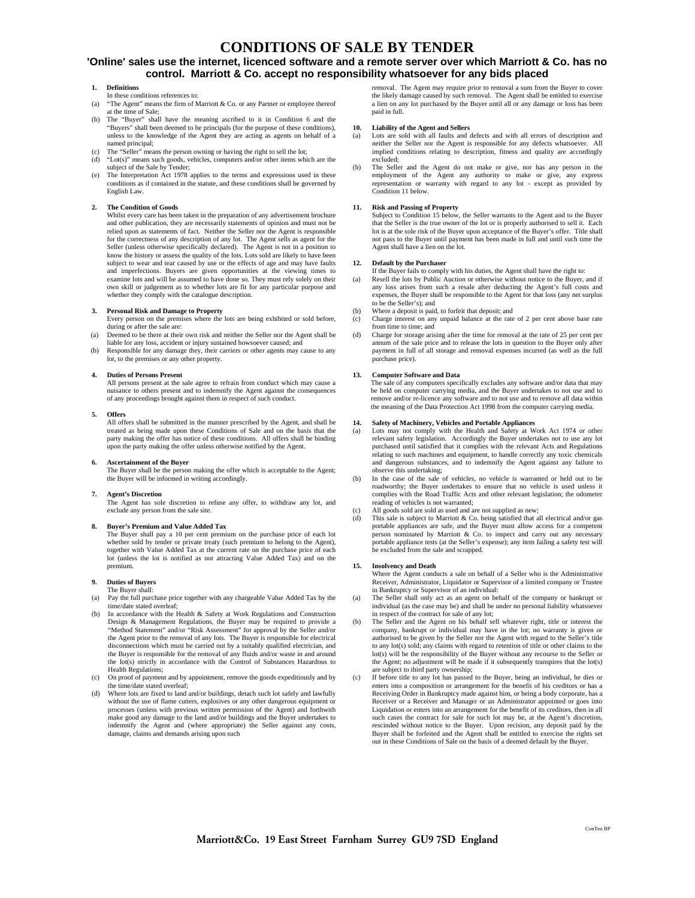# CONDITIONS OF SALE BY TENDER

## 'Online' sales use the internet, licenced software and a remote server over which Marriott & Co. has no control. Marriott & Co. accept no responsibility whatsoever for any bids placed

**1. Definitions**

In these conditions references to:

(a) "The Agent" means the firm of Marriott & Co. or any Partner or employee thereof at the time of Sale;

(b) The "Buyer" shall have the meaning ascribed to it in Condition 6 and the "Buyers" shall been deemed to be principals (for the purpose of these conditions), unless to the knowledge of the Agent they are acting as agents on behalf of a named principal;

(c) The "Seller" means the person owning or having the right to sell the lot;

(d) "Lot(s)" means such goods, vehicles, computers and/or other items which are the subject of the Sale by Tender;

(e) The Interpretation Act 1978 applies to the terms and expressions used in these conditions as if contained in the statute, and these conditions shall be governed by English Law.

**2. The Condition of Goods**

Whilst every care has been taken in the preparation of any advertisement brochure and other publication, they are necessarily statements of opinion and must not be relied upon as statements of fact. Neither the Seller nor the Agent is responsible for the correctness of any description of any lot. The Agent sells as agent for the Seller (unless otherwise specifically declared). The Agent is not in a position to know the history or assess the quality of the lots. Lots sold are likely to have been subject to wear and tear caused by use or the effects of age and may have faults and imperfections. Buyers are given opportunities at the viewing times to examine lots and will be assumed to have done so. They must rely solely on their own skill or judgement as to whether lots are fit for any particular purpose and whether they comply with the catalogue description.

**3. Personal Risk and Damage to Property**

Every person on the premises where the lots are being exhibited or sold before, during or after the sale are:

(a) Deemed to be there at their own risk and neither the Seller nor the Agent shall be liable for any loss, accident or injury sustained howsoever caused; and

(b) Responsible for any damage they, their carriers or other agents may cause to any lot, to the premises or any other property.

**4. Duties of Persons Present**

All persons present at the sale agree to refrain from conduct which may cause a nuisance to others present and to indemnify the Agent against the consequences of any proceedings brought against them in respect of such conduct.

**5. Offers**

All offers shall be submitted in the manner prescribed by the Agent, and shall be treated as being made upon these Conditions of Sale and on the basis that the party making the offer has notice of these conditions. All offers shall be binding upon the party making the offer unless otherwise notified by the Agent.

**6. Ascertainment of the Buyer**

The Buyer shall be the person making the offer which is acceptable to the Agent; the Buyer will be informed in writing accordingly.

**7. Agent's Discretion**

The Agent has sole discretion to refuse any offer, to withdraw any lot, and exclude any person from the sale site.

**8. Buyer's Premium and Value Added Tax**

The Buyer shall pay a 10 per cent premium on the purchase price of each lot whether sold by tender or private treaty (such premium to belong to the Agent), together with Value Added Tax at the current rate on the purchase price of each lot (unless the lot is notified as not attracting Value Added Tax) and on the premium.

**9. Duties of Buyers**

The Buyer shall:

(a) Pay the full purchase price together with any chargeable Value Added Tax by the time/date stated overleaf;

(b) In accordance with the Health & Safety at Work Regulations and Construction Design & Management Regulations, the Buyer may be required to provide a "Method Statement" and/or "Risk Assessment" for approval by the Seller and/or the Agent prior to the removal of any lots. The Buyer is responsible for electrical disconnections which must be carried out by a suitably qualified electrician, and the Buyer is responsible for the removal of any fluids and/or waste in and around the lot(s) strictly in accordance with the Control of Substances Hazardous to Health Regulations;

(c) On proof of payment and by appointment, remove the goods expeditiously and by the time/date stated overleaf;

(d) Where lots are fixed to land and/or buildings, detach such lot safely and lawfully without the use of flame cutters, explosives or any other dangerous equipment or processes (unless with previous written permission of the Agent) and forthwith make good any damage to the land and/or buildings and the Buyer undertakes to indemnify the Agent and (where appropriate) the Seller against any costs, damage, claims and demands arising upon such removal. The Agent may require prior to removal a sum from the Buyer to cover the likely damage caused by such removal. The Agent shall be entitled to exercise a lien on any lot purchased by the Buyer until all or any damage or loss has been paid in full.

**10. Liability of the Agent and Sellers**

(a) Lots are sold with all faults and defects and with all errors of description and neither the Seller nor the Agent is responsible for any defects whatsoever. All implied conditions relating to description, fitness and quality are accordingly excluded;

(b) The Seller and the Agent do not make or give, nor has any person in the employment of the Agent any authority to make or give, any express representation or warranty with regard to any lot - except as provided by Condition 11 below.

**11. Risk and Passing of Property**

Subject to Condition 15 below, the Seller warrants to the Agent and to the Buyer that the Seller is the true owner of the lot or is properly authorised to sell it. Each lot is at the sole risk of the Buyer upon acceptance of the Buyer's offer. Title shall not pass to the Buyer until payment has been made in full and until such time the Agent shall have a lien on the lot.

**12. Default by the Purchaser**

If the Buyer fails to comply with his duties, the Agent shall have the right to:

(a) Resell the lots by Public Auction or otherwise without notice to the Buyer, and if any loss arises from such a resale after deducting the Agent's full costs and expenses, the Buyer shall be responsible to the Agent for that loss (any net surplus to be the Seller's); and

(b) Where a deposit is paid, to forfeit that deposit; and

(c) Charge interest on any unpaid balance at the rate of 2 per cent above base rate from time to time; and

(d) Charge for storage arising after the time for removal at the rate of 25 per cent per annum of the sale price and to release the lots in question to the Buyer only after payment in full of all storage and removal expenses incurred (as well as the full purchase price).

**13. Computer Software and Data**

The sale of any computers specifically excludes any software and/or data that may be held on computer carrying media, and the Buyer undertakes to not use and to remove and/or re-licence any software and to not use and to remove all data within the meaning of the Data Protection Act 1998 from the computer carrying media.

**14. Safety of Machinery, Vehicles and Portable Appliances**

(a) Lots may not comply with the Health and Safety at Work Act 1974 or other relevant safety legislation. Accordingly the Buyer undertakes not to use any lot purchased until satisfied that it complies with the relevant Acts and Regulations relating to such machines and equipment, to handle correctly any toxic chemicals and dangerous substances, and to indemnify the Agent against any failure to observe this undertaking;

(b) In the case of the sale of vehicles, no vehicle is warranted or held out to be roadworthy; the Buyer undertakes to ensure that no vehicle is used unless it complies with the Road Traffic Acts and other relevant legislation; the odometer reading of vehicles is not warranted;

(c) All goods sold are sold as used and are not supplied as new;

(d) This sale is subject to Marriott & Co. being satisfied that all electrical and/or gas portable appliances are safe, and the Buyer must allow access for a competent person nominated by Marriott & Co. to inspect and carry out any necessary portable appliance tests (at the Seller's expense); any item failing a safety test will be excluded from the sale and scrapped.

**15. Insolvency and Death**

Where the Agent conducts a sale on behalf of a Seller who is the Administrative Receiver, Administrator, Liquidator or Supervisor of a limited company or Trustee in Bankruptcy or Supervisor of an individual:

(a) The Seller shall only act as an agent on behalf of the company or bankrupt or individual (as the case may be) and shall be under no personal liability whatsoever in respect of the contract for sale of any lot;

(b) The Seller and the Agent on his behalf sell whatever right, title or interest the company, bankrupt or individual may have in the lot; no warranty is given or authorised to be given by the Seller nor the Agent with regard to the Seller's title to any lot(s) sold; any claims with regard to retention of title or other claims to the lot(s) will be the responsibility of the Buyer without any recourse to the Seller or the Agent; no adjustment will be made if it subsequently transpires that the lot(s) are subject to third party ownership;

(c) If before title to any lot has passed to the Buyer, being an individual, he dies or enters into a composition or arrangement for the benefit of his creditors or has a Receiving Order in Bankruptcy made against him, or being a body corporate, has a Receiver or a Receiver and Manager or an Administrator appointed or goes into Liquidation or enters into an arrangement for the benefit of its creditors, then in all such cases the contract for sale for such lot may be, at the Agent's discretion, rescinded without notice to the Buyer. Upon recision, any deposit paid by the Buyer shall be forfeited and the Agent shall be entitled to exercise the rights set out in these Conditions of Sale on the basis of a deemed default by the Buyer.

ConTen BP

Marriott&Co. 19 East Street Farnham Surrey GU9 7SD England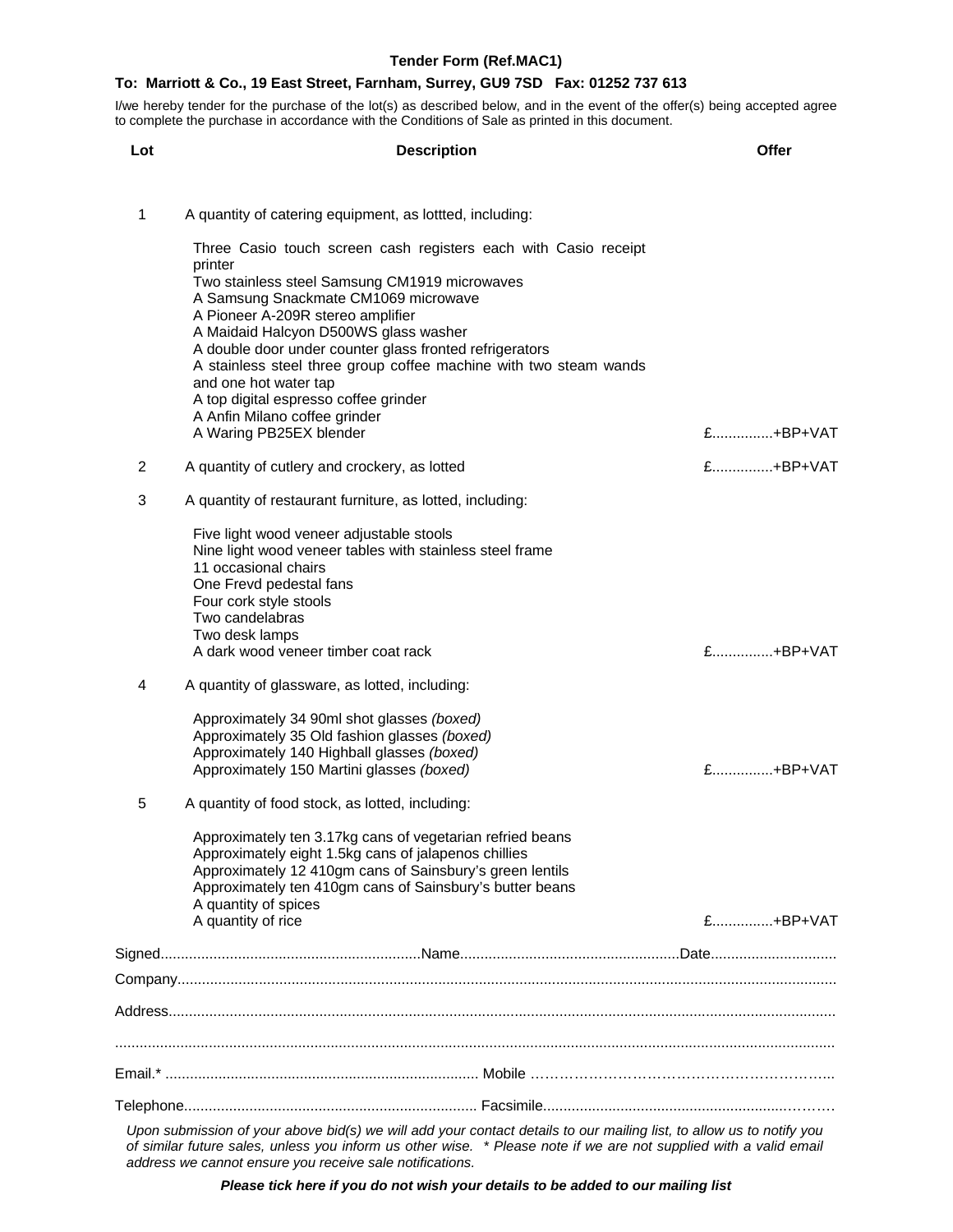**Tender Form (Ref.MAC1)**

**To: Marriott & Co., 19 East Street, Farnham, Surrey, GU9 7SD Fax: 01252 737 613**

I/we hereby tender for the purchase of the lot(s) as described below, and in the event of the offer(s) being accepted agree to complete the purchase in accordance with the Conditions of Sale as printed in this document.

| Lot | Description | Offer |
|---|---|---|
| 1 | A quantity of catering equipment, as lottted, including:<br><br>Three Casio touch screen cash registers each with Casio receipt printer<br>Two stainless steel Samsung CM1919 microwaves<br>A Samsung Snackmate CM1069 microwave<br>A Pioneer A-209R stereo amplifier<br>A Maidaid Halcyon D500WS glass washer<br>A double door under counter glass fronted refrigerators<br>A stainless steel three group coffee machine with two steam wands and one hot water tap<br>A top digital espresso coffee grinder<br>A Anfin Milano coffee grinder<br>A Waring PB25EX blender | £...............+BP+VAT |
| 2 | A quantity of cutlery and crockery, as lotted | £...............+BP+VAT |
| 3 | A quantity of restaurant furniture, as lotted, including:<br><br>Five light wood veneer adjustable stools<br>Nine light wood veneer tables with stainless steel frame<br>11 occasional chairs<br>One Frevd pedestal fans<br>Four cork style stools<br>Two candelabras<br>Two desk lamps<br>A dark wood veneer timber coat rack | £...............+BP+VAT |
| 4 | A quantity of glassware, as lotted, including:<br><br>Approximately 34 90ml shot glasses *(boxed)*<br>Approximately 35 Old fashion glasses *(boxed)*<br>Approximately 140 Highball glasses *(boxed)*<br>Approximately 150 Martini glasses *(boxed)* | £...............+BP+VAT |
| 5 | A quantity of food stock, as lotted, including:<br><br>Approximately ten 3.17kg cans of vegetarian refried beans<br>Approximately eight 1.5kg cans of jalapenos chillies<br>Approximately 12 410gm cans of Sainsbury's green lentils<br>Approximately ten 410gm cans of Sainsbury's butter beans<br>A quantity of spices<br>A quantity of rice | £...............+BP+VAT |

Signed................................................................Name......................................................Date..............................

Company..............................................................................................................................................................

Address..................................................................................................................................................................

..............................................................................................................................................................................

Email.* ............................................................................. Mobile ……………………………………………………..

Telephone........................................................................ Facsimile.........................................................……

*Upon submission of your above bid(s) we will add your contact details to our mailing list, to allow us to notify you of similar future sales, unless you inform us other wise. \* Please note if we are not supplied with a valid email address we cannot ensure you receive sale notifications.*

***Please tick here if you do not wish your details to be added to our mailing list***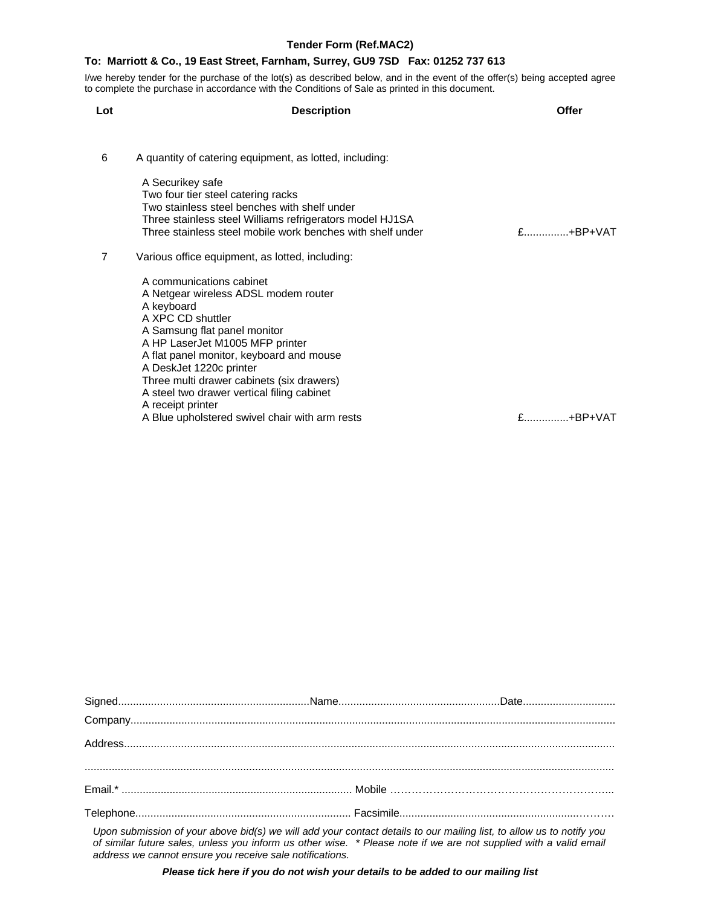**Tender Form (Ref.MAC2)**

**To: Marriott & Co., 19 East Street, Farnham, Surrey, GU9 7SD Fax: 01252 737 613**

I/we hereby tender for the purchase of the lot(s) as described below, and in the event of the offer(s) being accepted agree to complete the purchase in accordance with the Conditions of Sale as printed in this document.

| Lot | Description | Offer |
|---|---|---|
| 6 | A quantity of catering equipment, as lotted, including:<br><br>A Securikey safe<br>Two four tier steel catering racks<br>Two stainless steel benches with shelf under<br>Three stainless steel Williams refrigerators model HJ1SA<br>Three stainless steel mobile work benches with shelf under | £...............+BP+VAT |
| 7 | Various office equipment, as lotted, including:<br><br>A communications cabinet<br>A Netgear wireless ADSL modem router<br>A keyboard<br>A XPC CD shuttler<br>A Samsung flat panel monitor<br>A HP LaserJet M1005 MFP printer<br>A flat panel monitor, keyboard and mouse<br>A DeskJet 1220c printer<br>Three multi drawer cabinets (six drawers)<br>A steel two drawer vertical filing cabinet<br>A receipt printer<br>A Blue upholstered swivel chair with arm rests | £...............+BP+VAT |

Signed................................................................Name......................................................Date...............................

Company...............................................................................................................................................................

Address.................................................................................................................................................................

...............................................................................................................................................................................

Email.* ............................................................................ Mobile ………………………………………………………..

Telephone....................................................................... Facsimile.........................................................………

*Upon submission of your above bid(s) we will add your contact details to our mailing list, to allow us to notify you of similar future sales, unless you inform us other wise. * Please note if we are not supplied with a valid email address we cannot ensure you receive sale notifications.*

***Please tick here if you do not wish your details to be added to our mailing list***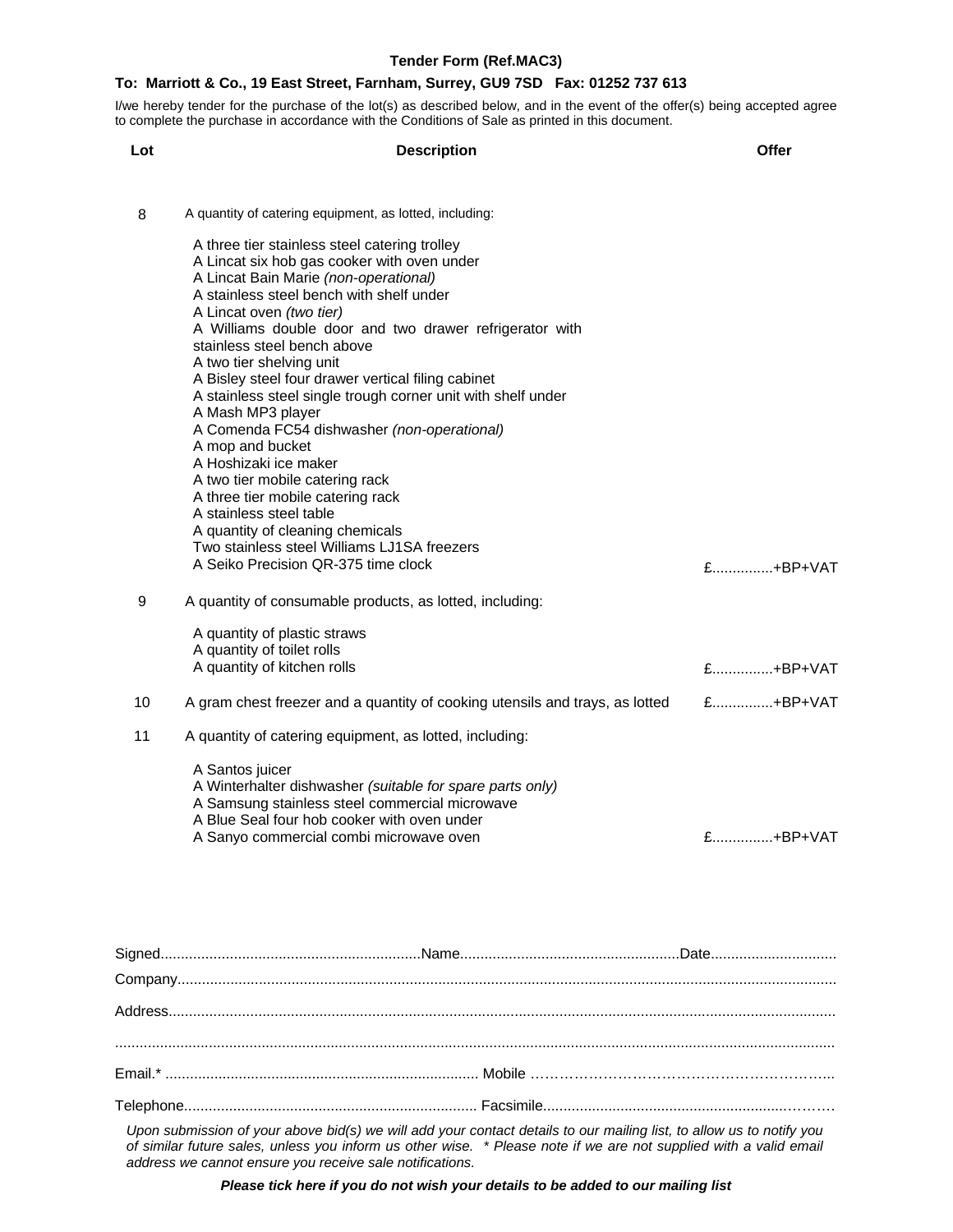**Tender Form (Ref.MAC3)**

**To: Marriott & Co., 19 East Street, Farnham, Surrey, GU9 7SD Fax: 01252 737 613**

I/we hereby tender for the purchase of the lot(s) as described below, and in the event of the offer(s) being accepted agree to complete the purchase in accordance with the Conditions of Sale as printed in this document.

| **Lot** | **Description** | **Offer** |
|---|---|---|
| 8 | A quantity of catering equipment, as lotted, including:<br><br>A three tier stainless steel catering trolley<br>A Lincat six hob gas cooker with oven under<br>A Lincat Bain Marie *(non-operational)*<br>A stainless steel bench with shelf under<br>A Lincat oven *(two tier)*<br>A Williams double door and two drawer refrigerator with stainless steel bench above<br>A two tier shelving unit<br>A Bisley steel four drawer vertical filing cabinet<br>A stainless steel single trough corner unit with shelf under<br>A Mash MP3 player<br>A Comenda FC54 dishwasher *(non-operational)*<br>A mop and bucket<br>A Hoshizaki ice maker<br>A two tier mobile catering rack<br>A three tier mobile catering rack<br>A stainless steel table<br>A quantity of cleaning chemicals<br>Two stainless steel Williams LJ1SA freezers<br>A Seiko Precision QR-375 time clock | £...............+BP+VAT |
| 9 | A quantity of consumable products, as lotted, including:<br><br>A quantity of plastic straws<br>A quantity of toilet rolls<br>A quantity of kitchen rolls | £...............+BP+VAT |
| 10 | A gram chest freezer and a quantity of cooking utensils and trays, as lotted | £...............+BP+VAT |
| 11 | A quantity of catering equipment, as lotted, including:<br><br>A Santos juicer<br>A Winterhalter dishwasher *(suitable for spare parts only)*<br>A Samsung stainless steel commercial microwave<br>A Blue Seal four hob cooker with oven under<br>A Sanyo commercial combi microwave oven | £...............+BP+VAT |

Signed................................................................Name......................................................Date...............................

Company...............................................................................................................................................................

Address.................................................................................................................................................................

...............................................................................................................................................................................

Email.* ............................................................................. Mobile ………………………………………………………..

Telephone........................................................................ Facsimile...........................................................………

*Upon submission of your above bid(s) we will add your contact details to our mailing list, to allow us to notify you of similar future sales, unless you inform us other wise. \* Please note if we are not supplied with a valid email address we cannot ensure you receive sale notifications.*

***Please tick here if you do not wish your details to be added to our mailing list***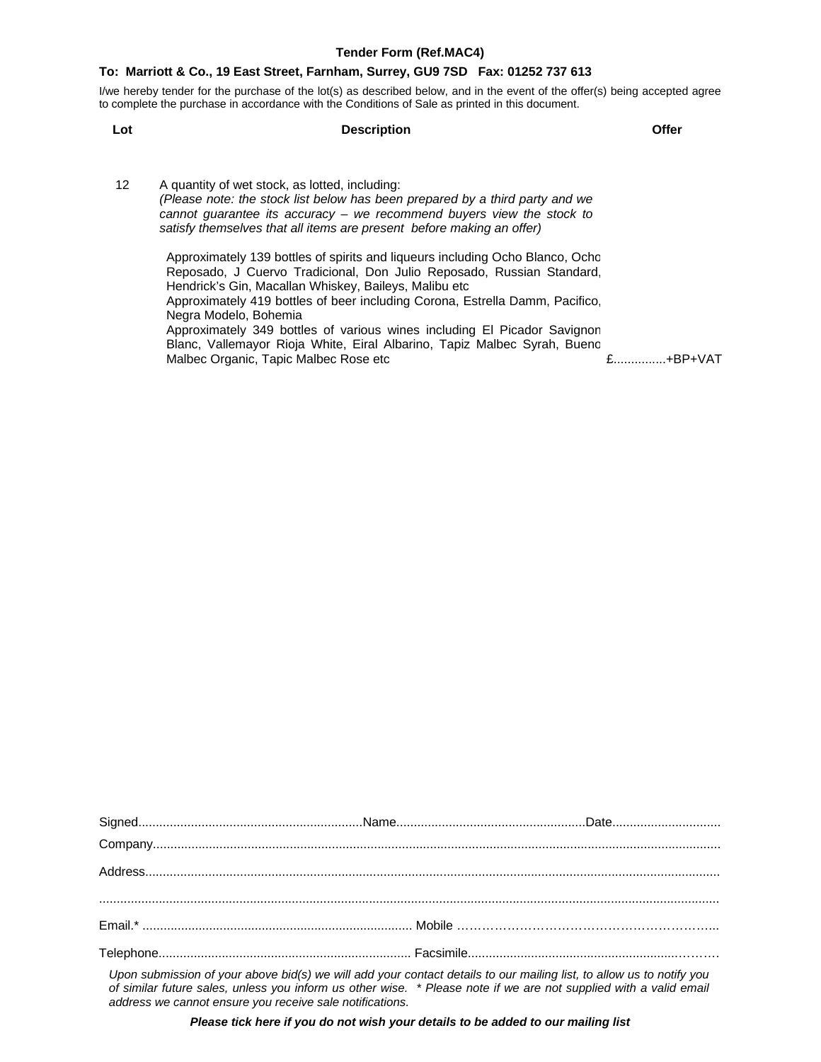**Tender Form (Ref.MAC4)**

**To: Marriott & Co., 19 East Street, Farnham, Surrey, GU9 7SD Fax: 01252 737 613**

I/we hereby tender for the purchase of the lot(s) as described below, and in the event of the offer(s) being accepted agree to complete the purchase in accordance with the Conditions of Sale as printed in this document.

| Lot | Description | Offer |
|---|---|---|
| 12 | A quantity of wet stock, as lotted, including:<br>*(Please note: the stock list below has been prepared by a third party and we cannot guarantee its accuracy – we recommend buyers view the stock to satisfy themselves that all items are present before making an offer)*<br><br>Approximately 139 bottles of spirits and liqueurs including Ocho Blanco, Ocho Reposado, J Cuervo Tradicional, Don Julio Reposado, Russian Standard, Hendrick's Gin, Macallan Whiskey, Baileys, Malibu etc<br>Approximately 419 bottles of beer including Corona, Estrella Damm, Pacifico, Negra Modelo, Bohemia<br>Approximately 349 bottles of various wines including El Picador Savignon Blanc, Vallemayor Rioja White, Eiral Albarino, Tapiz Malbec Syrah, Bueno Malbec Organic, Tapic Malbec Rose etc | £..............+BP+VAT |

Signed................................................................Name......................................................Date...............................

Company...............................................................................................................................................................

Address.................................................................................................................................................................

.............................................................................................................................................................................

Email.* ............................................................................ Mobile ……………………………………………………..

Telephone........................................................................ Facsimile........................................................………

*Upon submission of your above bid(s) we will add your contact details to our mailing list, to allow us to notify you of similar future sales, unless you inform us other wise. \* Please note if we are not supplied with a valid email address we cannot ensure you receive sale notifications.*

***Please tick here if you do not wish your details to be added to our mailing list***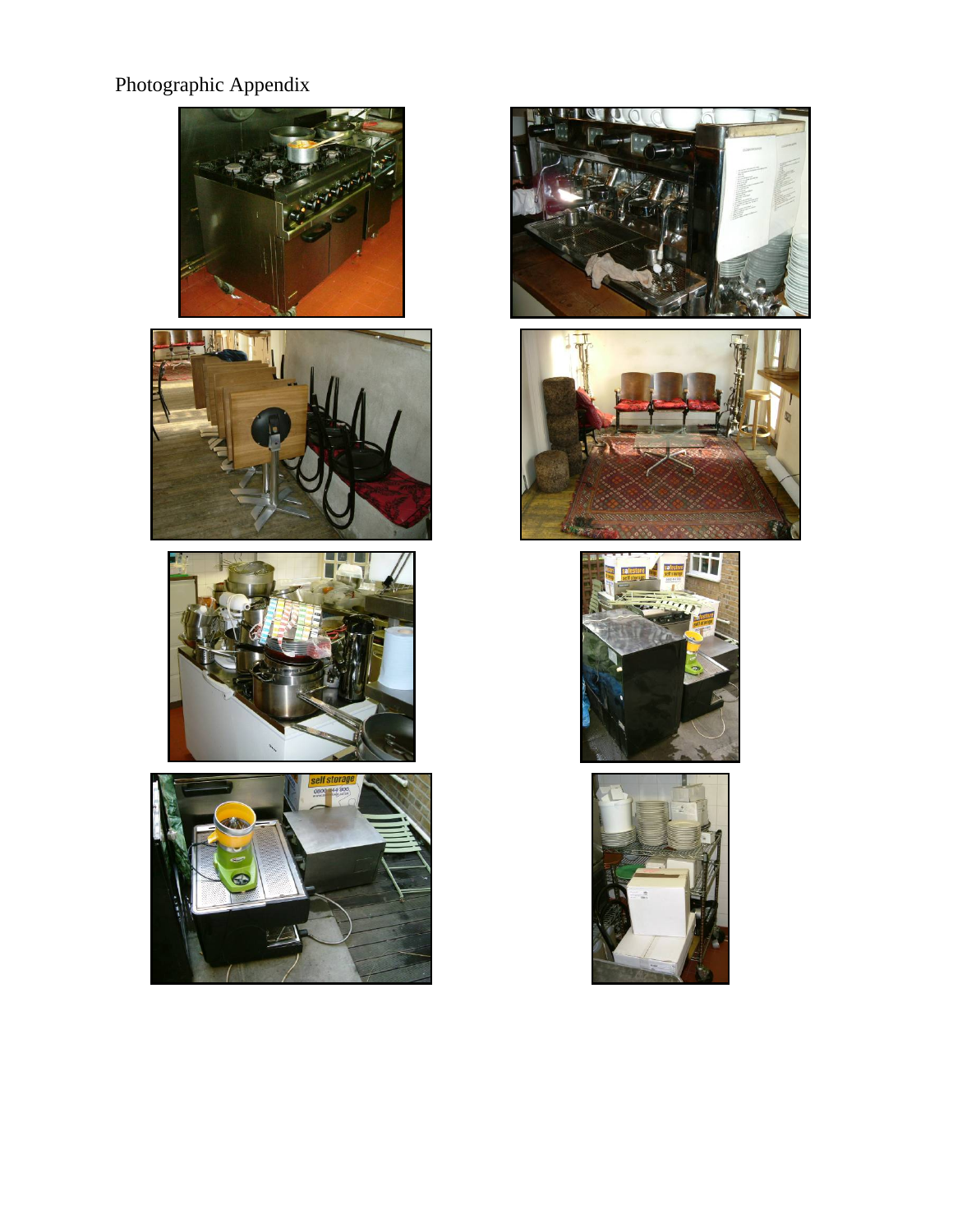Photographic Appendix